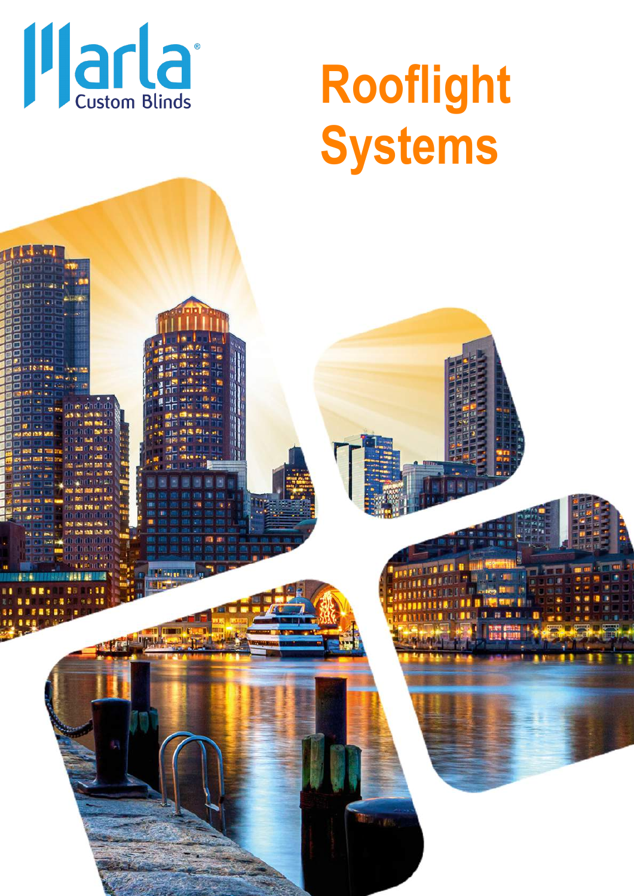Marla® Custom Blinds

# Rooflight Systems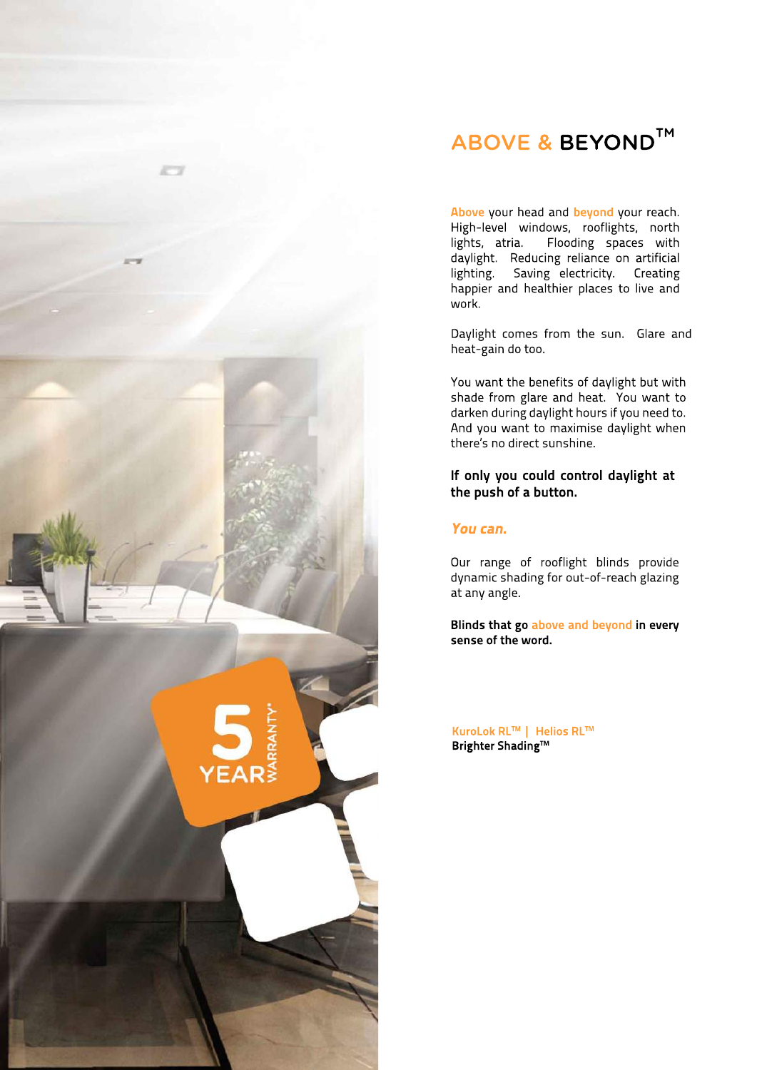# ABOVE & BEYOND™

Above your head and beyond your reach. High-level windows, rooflights, north lights, atria. Flooding spaces with daylight. Reducing reliance on artificial lighting. Saving electricity. Creating happier and healthier places to live and work.

Daylight comes from the sun. Glare and heat-gain do too.

You want the benefits of daylight but with shade from glare and heat. You want to darken during daylight hours if you need to. And you want to maximise daylight when there's no direct sunshine.

**If only you could control daylight at the push of a button.**

***You can.***

Our range of rooflight blinds provide dynamic shading for out-of-reach glazing at any angle.

**Blinds that go above and beyond in every sense of the word.**

KuroLok RL™ | Helios RL™
**Brighter Shading™**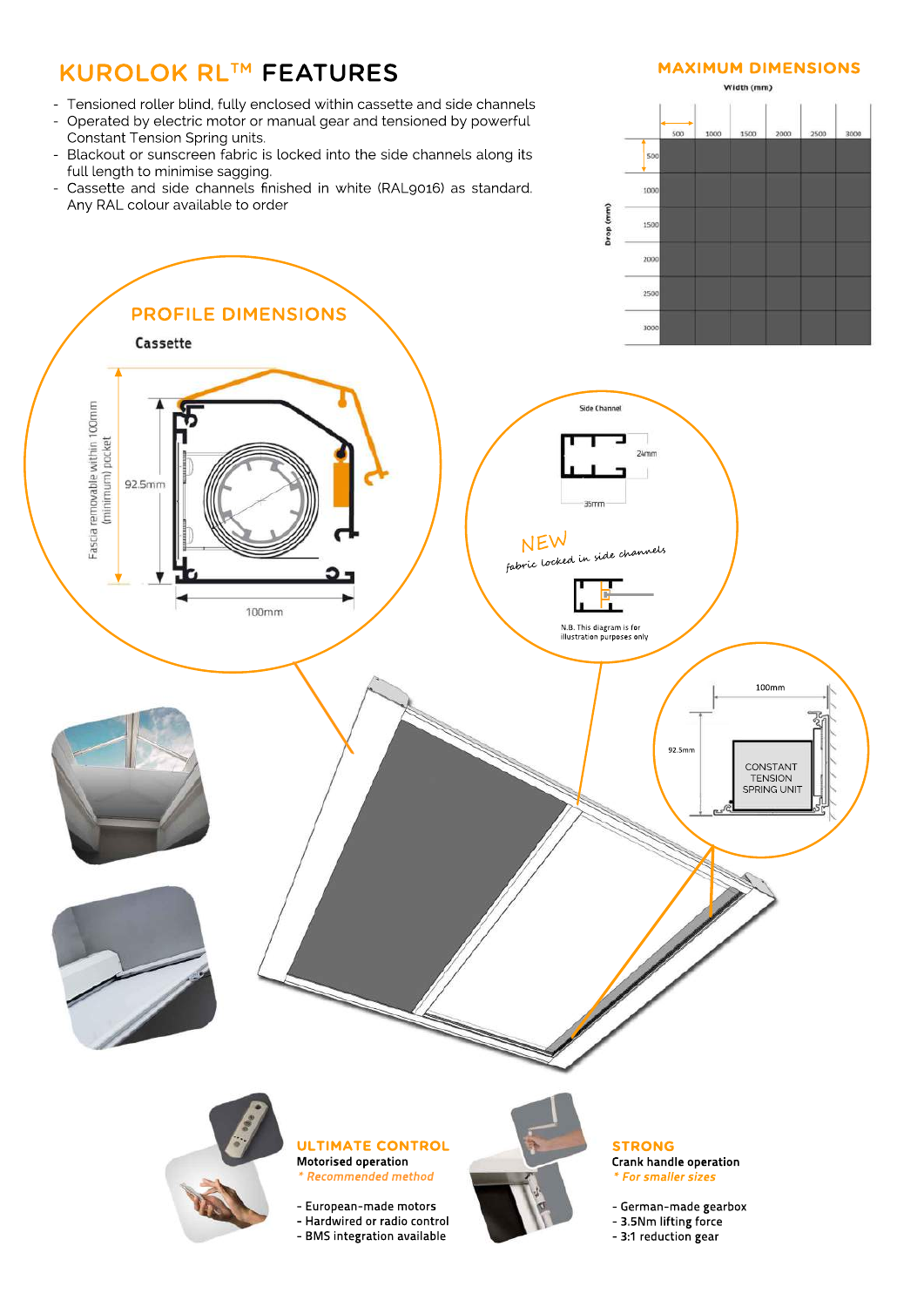# KUROLOK RL™ FEATURES

- Tensioned roller blind, fully enclosed within cassette and side channels
- Operated by electric motor or manual gear and tensioned by powerful Constant Tension Spring units.
- Blackout or sunscreen fabric is locked into the side channels along its full length to minimise sagging.
- Cassette and side channels finished in white (RAL9016) as standard. Any RAL colour available to order

## MAXIMUM DIMENSIONS

Width (mm)

| Drop (mm) | 500 | 1000 | 1500 | 2000 | 2500 | 3000 |
|---|---|---|---|---|---|---|
| 500 | | | | | | |
| 1000 | | | | | | |
| 1500 | | | | | | |
| 2000 | | | | | | |
| 2500 | | | | | | |
| 3000 | | | | | | |

## PROFILE DIMENSIONS

Cassette

Fascia removable within 100mm (minimum) pocket

92.5mm

100mm

Side Channel

24mm

35mm

NEW fabric locked in side channels

N.B. This diagram is for illustration purposes only

100mm

92.5mm

CONSTANT TENSION SPRING UNIT

## ULTIMATE CONTROL

**Motorised operation**

*\* Recommended method*

- European-made motors
- Hardwired or radio control
- BMS integration available

## STRONG

**Crank handle operation**

*\* For smaller sizes*

- German-made gearbox
- 3.5Nm lifting force
- 3:1 reduction gear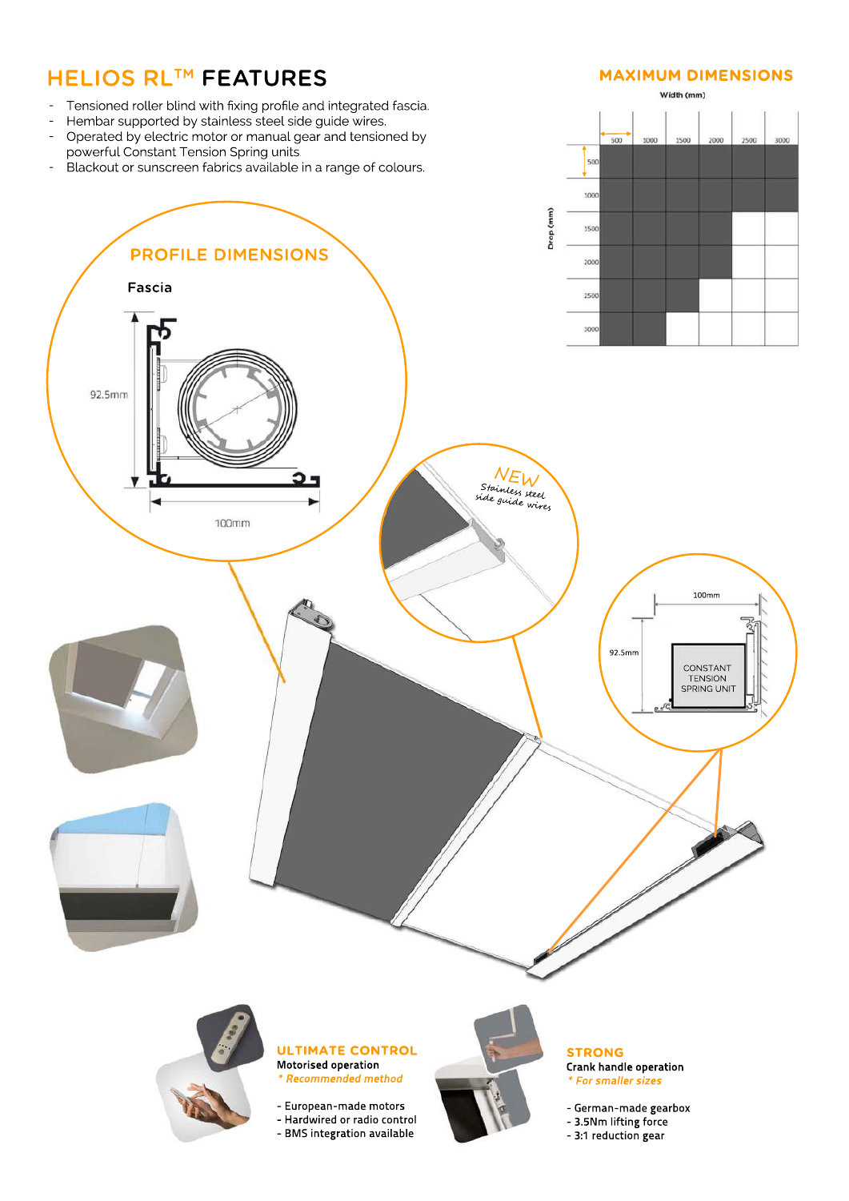# HELIOS RL™ FEATURES

- Tensioned roller blind with fixing profile and integrated fascia.
- Hembar supported by stainless steel side guide wires.
- Operated by electric motor or manual gear and tensioned by powerful Constant Tension Spring units.
- Blackout or sunscreen fabrics available in a range of colours.

## MAXIMUM DIMENSIONS

Width (mm)

500 1000 1500 2000 2500 3000

Drop (mm)

500 1000 1500 2000 2500 3000

## PROFILE DIMENSIONS

Fascia

92.5mm

100mm

NEW Stainless steel side guide wires

100mm

92.5mm

CONSTANT TENSION SPRING UNIT

### ULTIMATE CONTROL

**Motorised operation**

*\* Recommended method*

- European-made motors
- Hardwired or radio control
- BMS integration available

### STRONG

**Crank handle operation**

*\* For smaller sizes*

- German-made gearbox
- 3.5Nm lifting force
- 3:1 reduction gear